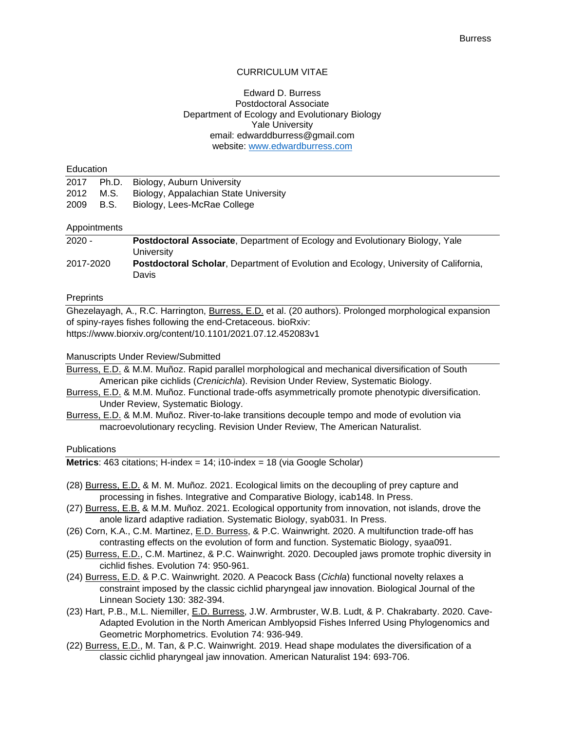# CURRICULUM VITAE

Edward D. Burress
Postdoctoral Associate
Department of Ecology and Evolutionary Biology
Yale University
email: edwarddburress@gmail.com
website: [www.edwardburress.com](http://www.edwardburress.com)

## Education

| | | |
|---|---|---|
| 2017 | Ph.D. | Biology, Auburn University |
| 2012 | M.S. | Biology, Appalachian State University |
| 2009 | B.S. | Biology, Lees-McRae College |

## Appointments

| | |
|---|---|
| 2020 - | **Postdoctoral Associate**, Department of Ecology and Evolutionary Biology, Yale University |
| 2017-2020 | **Postdoctoral Scholar**, Department of Evolution and Ecology, University of California, Davis |

## Preprints

Ghezelayagh, A., R.C. Harrington, Burress, E.D. et al. (20 authors). Prolonged morphological expansion of spiny-rayes fishes following the end-Cretaceous. bioRxiv: https://www.biorxiv.org/content/10.1101/2021.07.12.452083v1

## Manuscripts Under Review/Submitted

Burress, E.D. & M.M. Muñoz. Rapid parallel morphological and mechanical diversification of South American pike cichlids (*Crenicichla*). Revision Under Review, Systematic Biology.

Burress, E.D. & M.M. Muñoz. Functional trade-offs asymmetrically promote phenotypic diversification. Under Review, Systematic Biology.

Burress, E.D. & M.M. Muñoz. River-to-lake transitions decouple tempo and mode of evolution via macroevolutionary recycling. Revision Under Review, The American Naturalist.

## Publications

**Metrics**: 463 citations; H-index = 14; i10-index = 18 (via Google Scholar)

(28) Burress, E.D. & M. M. Muñoz. 2021. Ecological limits on the decoupling of prey capture and processing in fishes. Integrative and Comparative Biology, icab148. In Press.

(27) Burress, E.B. & M.M. Muñoz. 2021. Ecological opportunity from innovation, not islands, drove the anole lizard adaptive radiation. Systematic Biology, syab031. In Press.

(26) Corn, K.A., C.M. Martinez, E.D. Burress, & P.C. Wainwright. 2020. A multifunction trade-off has contrasting effects on the evolution of form and function. Systematic Biology, syaa091.

(25) Burress, E.D., C.M. Martinez, & P.C. Wainwright. 2020. Decoupled jaws promote trophic diversity in cichlid fishes. Evolution 74: 950-961.

(24) Burress, E.D. & P.C. Wainwright. 2020. A Peacock Bass (*Cichla*) functional novelty relaxes a constraint imposed by the classic cichlid pharyngeal jaw innovation. Biological Journal of the Linnean Society 130: 382-394.

(23) Hart, P.B., M.L. Niemiller, E.D. Burress, J.W. Armbruster, W.B. Ludt, & P. Chakrabarty. 2020. Cave-Adapted Evolution in the North American Amblyopsid Fishes Inferred Using Phylogenomics and Geometric Morphometrics. Evolution 74: 936-949.

(22) Burress, E.D., M. Tan, & P.C. Wainwright. 2019. Head shape modulates the diversification of a classic cichlid pharyngeal jaw innovation. American Naturalist 194: 693-706.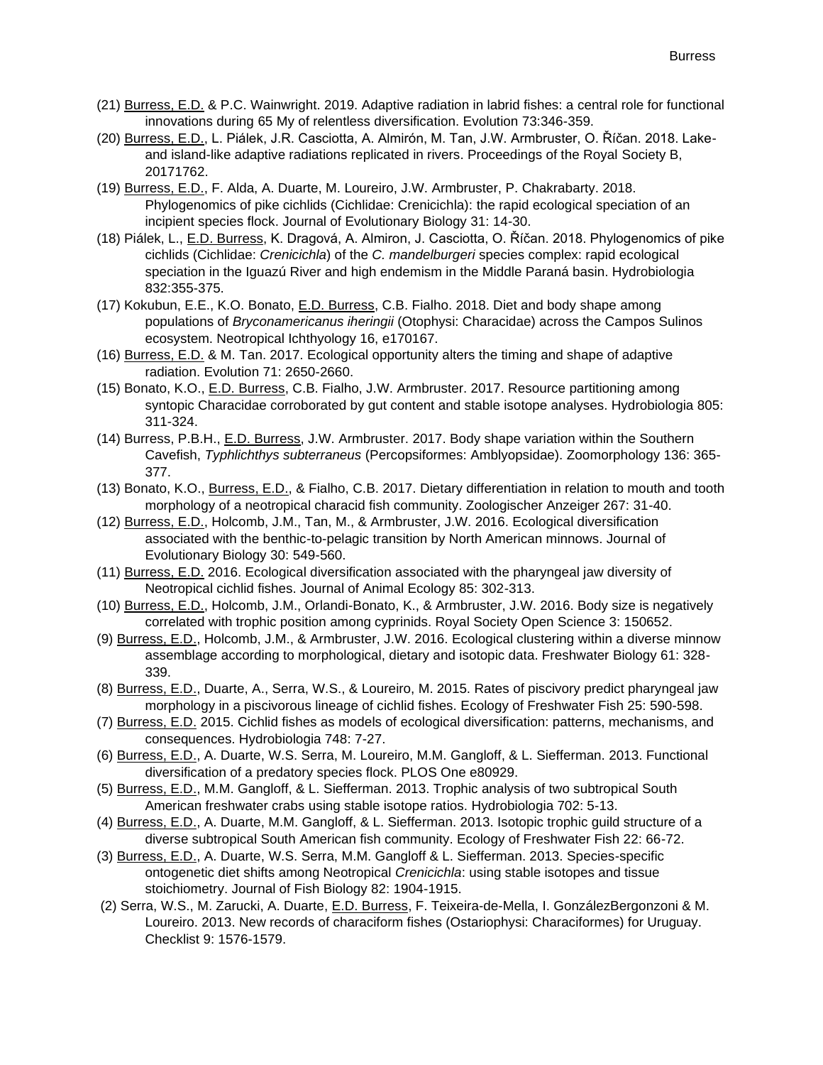(21) Burress, E.D. & P.C. Wainwright. 2019. Adaptive radiation in labrid fishes: a central role for functional innovations during 65 My of relentless diversification. Evolution 73:346-359.

(20) Burress, E.D., L. Piálek, J.R. Casciotta, A. Almirón, M. Tan, J.W. Armbruster, O. Říčan. 2018. Lake- and island-like adaptive radiations replicated in rivers. Proceedings of the Royal Society B, 20171762.

(19) Burress, E.D., F. Alda, A. Duarte, M. Loureiro, J.W. Armbruster, P. Chakrabarty. 2018. Phylogenomics of pike cichlids (Cichlidae: Crenicichla): the rapid ecological speciation of an incipient species flock. Journal of Evolutionary Biology 31: 14-30.

(18) Piálek, L., E.D. Burress, K. Dragová, A. Almiron, J. Casciotta, O. Říčan. 2018. Phylogenomics of pike cichlids (Cichlidae: *Crenicichla*) of the *C. mandelburgeri* species complex: rapid ecological speciation in the Iguazú River and high endemism in the Middle Paraná basin. Hydrobiologia 832:355-375.

(17) Kokubun, E.E., K.O. Bonato, E.D. Burress, C.B. Fialho. 2018. Diet and body shape among populations of *Bryconamericanus iheringii* (Otophysi: Characidae) across the Campos Sulinos ecosystem. Neotropical Ichthyology 16, e170167.

(16) Burress, E.D. & M. Tan. 2017. Ecological opportunity alters the timing and shape of adaptive radiation. Evolution 71: 2650-2660.

(15) Bonato, K.O., E.D. Burress, C.B. Fialho, J.W. Armbruster. 2017. Resource partitioning among syntopic Characidae corroborated by gut content and stable isotope analyses. Hydrobiologia 805: 311-324.

(14) Burress, P.B.H., E.D. Burress, J.W. Armbruster. 2017. Body shape variation within the Southern Cavefish, *Typhlichthys subterraneus* (Percopsiformes: Amblyopsidae). Zoomorphology 136: 365-377.

(13) Bonato, K.O., Burress, E.D., & Fialho, C.B. 2017. Dietary differentiation in relation to mouth and tooth morphology of a neotropical characid fish community. Zoologischer Anzeiger 267: 31-40.

(12) Burress, E.D., Holcomb, J.M., Tan, M., & Armbruster, J.W. 2016. Ecological diversification associated with the benthic-to-pelagic transition by North American minnows. Journal of Evolutionary Biology 30: 549-560.

(11) Burress, E.D. 2016. Ecological diversification associated with the pharyngeal jaw diversity of Neotropical cichlid fishes. Journal of Animal Ecology 85: 302-313.

(10) Burress, E.D., Holcomb, J.M., Orlandi-Bonato, K., & Armbruster, J.W. 2016. Body size is negatively correlated with trophic position among cyprinids. Royal Society Open Science 3: 150652.

(9) Burress, E.D., Holcomb, J.M., & Armbruster, J.W. 2016. Ecological clustering within a diverse minnow assemblage according to morphological, dietary and isotopic data. Freshwater Biology 61: 328-339.

(8) Burress, E.D., Duarte, A., Serra, W.S., & Loureiro, M. 2015. Rates of piscivory predict pharyngeal jaw morphology in a piscivorous lineage of cichlid fishes. Ecology of Freshwater Fish 25: 590-598.

(7) Burress, E.D. 2015. Cichlid fishes as models of ecological diversification: patterns, mechanisms, and consequences. Hydrobiologia 748: 7-27.

(6) Burress, E.D., A. Duarte, W.S. Serra, M. Loureiro, M.M. Gangloff, & L. Siefferman. 2013. Functional diversification of a predatory species flock. PLOS One e80929.

(5) Burress, E.D., M.M. Gangloff, & L. Siefferman. 2013. Trophic analysis of two subtropical South American freshwater crabs using stable isotope ratios. Hydrobiologia 702: 5-13.

(4) Burress, E.D., A. Duarte, M.M. Gangloff, & L. Siefferman. 2013. Isotopic trophic guild structure of a diverse subtropical South American fish community. Ecology of Freshwater Fish 22: 66-72.

(3) Burress, E.D., A. Duarte, W.S. Serra, M.M. Gangloff & L. Siefferman. 2013. Species-specific ontogenetic diet shifts among Neotropical *Crenicichla*: using stable isotopes and tissue stoichiometry. Journal of Fish Biology 82: 1904-1915.

(2) Serra, W.S., M. Zarucki, A. Duarte, E.D. Burress, F. Teixeira-de-Mella, I. GonzálezBergonzoni & M. Loureiro. 2013. New records of characiform fishes (Ostariophysi: Characiformes) for Uruguay. Checklist 9: 1576-1579.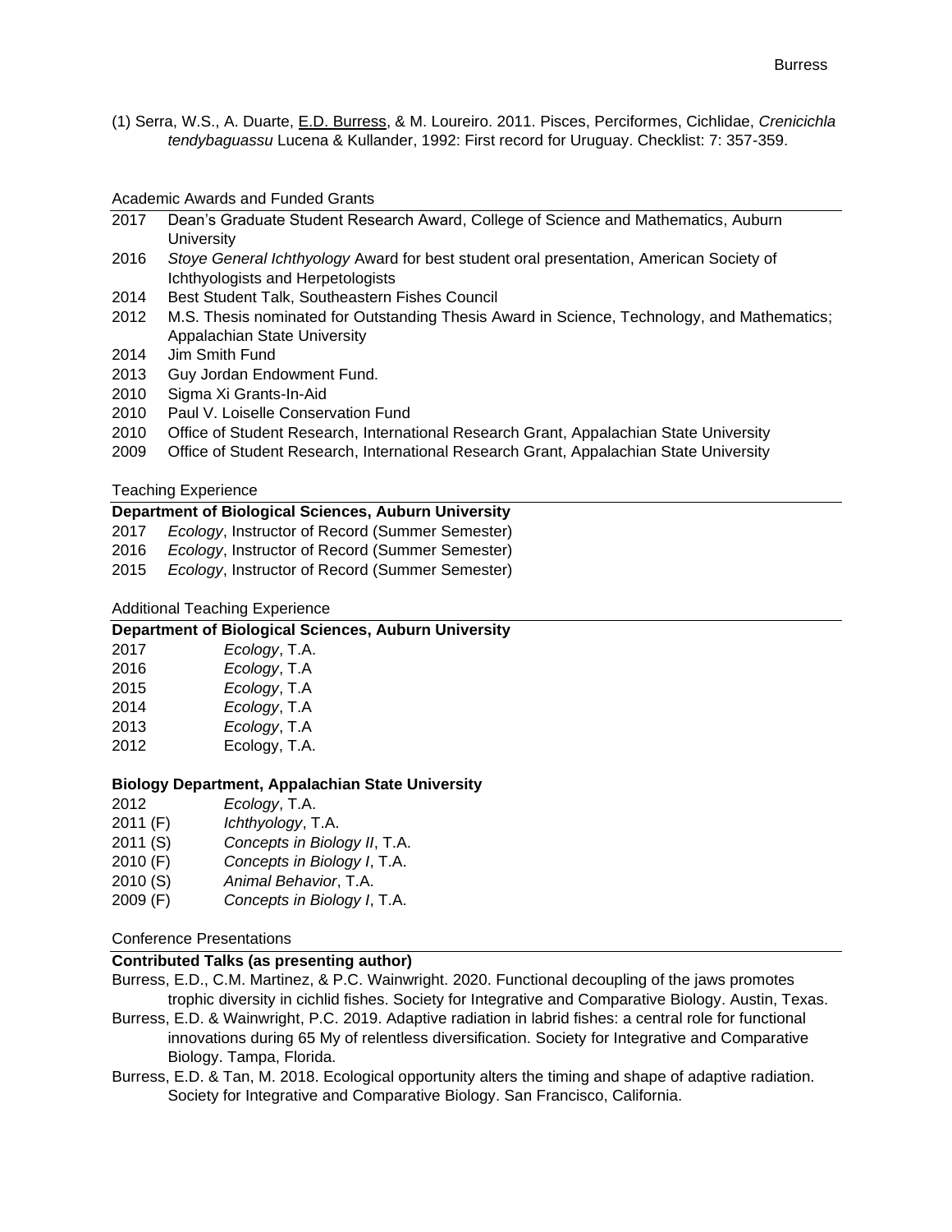(1) Serra, W.S., A. Duarte, E.D. Burress, & M. Loureiro. 2011. Pisces, Perciformes, Cichlidae, *Crenicichla tendybaguassu* Lucena & Kullander, 1992: First record for Uruguay. Checklist: 7: 357-359.

## Academic Awards and Funded Grants

- 2017 Dean's Graduate Student Research Award, College of Science and Mathematics, Auburn University
- 2016 *Stoye General Ichthyology* Award for best student oral presentation, American Society of Ichthyologists and Herpetologists
- 2014 Best Student Talk, Southeastern Fishes Council
- 2012 M.S. Thesis nominated for Outstanding Thesis Award in Science, Technology, and Mathematics; Appalachian State University
- 2014 Jim Smith Fund
- 2013 Guy Jordan Endowment Fund.
- 2010 Sigma Xi Grants-In-Aid
- 2010 Paul V. Loiselle Conservation Fund
- 2010 Office of Student Research, International Research Grant, Appalachian State University
- 2009 Office of Student Research, International Research Grant, Appalachian State University

## Teaching Experience

**Department of Biological Sciences, Auburn University**

- 2017 *Ecology*, Instructor of Record (Summer Semester)
- 2016 *Ecology*, Instructor of Record (Summer Semester)
- 2015 *Ecology*, Instructor of Record (Summer Semester)

## Additional Teaching Experience

**Department of Biological Sciences, Auburn University**

- 2017 *Ecology*, T.A.
- 2016 *Ecology*, T.A
- 2015 *Ecology*, T.A
- 2014 *Ecology*, T.A
- 2013 *Ecology*, T.A
- 2012 Ecology, T.A.

**Biology Department, Appalachian State University**

- 2012 *Ecology*, T.A.
- 2011 (F) *Ichthyology*, T.A.
- 2011 (S) *Concepts in Biology II*, T.A.
- 2010 (F) *Concepts in Biology I*, T.A.
- 2010 (S) *Animal Behavior*, T.A.
- 2009 (F) *Concepts in Biology I*, T.A.

## Conference Presentations

**Contributed Talks (as presenting author)**

Burress, E.D., C.M. Martinez, & P.C. Wainwright. 2020. Functional decoupling of the jaws promotes trophic diversity in cichlid fishes. Society for Integrative and Comparative Biology. Austin, Texas.

Burress, E.D. & Wainwright, P.C. 2019. Adaptive radiation in labrid fishes: a central role for functional innovations during 65 My of relentless diversification. Society for Integrative and Comparative Biology. Tampa, Florida.

Burress, E.D. & Tan, M. 2018. Ecological opportunity alters the timing and shape of adaptive radiation. Society for Integrative and Comparative Biology. San Francisco, California.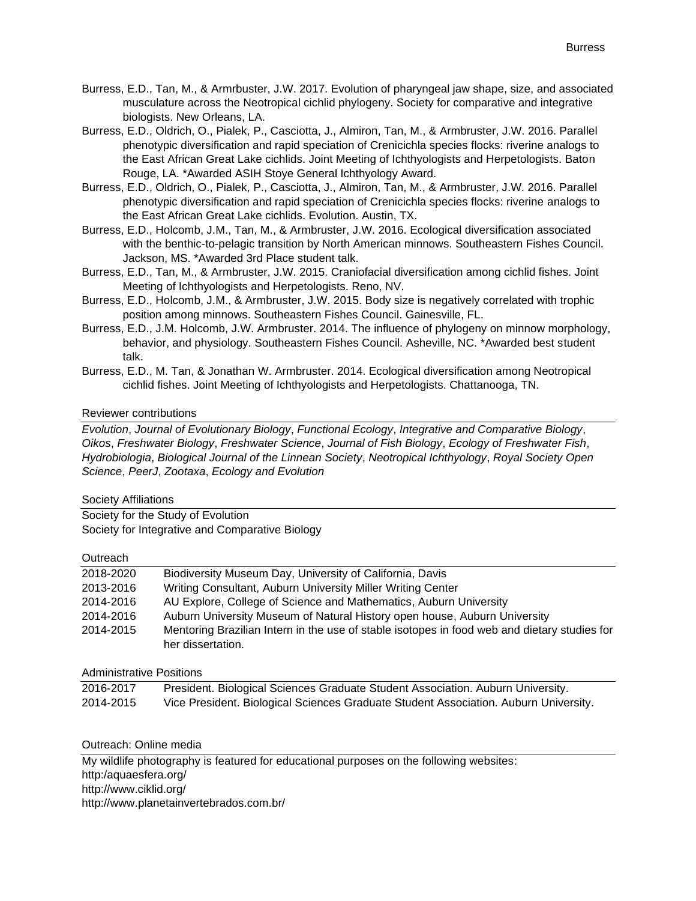- Burress, E.D., Tan, M., & Armrbuster, J.W. 2017. Evolution of pharyngeal jaw shape, size, and associated musculature across the Neotropical cichlid phylogeny. Society for comparative and integrative biologists. New Orleans, LA.
- Burress, E.D., Oldrich, O., Pialek, P., Casciotta, J., Almiron, Tan, M., & Armbruster, J.W. 2016. Parallel phenotypic diversification and rapid speciation of Crenicichla species flocks: riverine analogs to the East African Great Lake cichlids. Joint Meeting of Ichthyologists and Herpetologists. Baton Rouge, LA. *Awarded ASIH Stoye General Ichthyology Award.
- Burress, E.D., Oldrich, O., Pialek, P., Casciotta, J., Almiron, Tan, M., & Armbruster, J.W. 2016. Parallel phenotypic diversification and rapid speciation of Crenicichla species flocks: riverine analogs to the East African Great Lake cichlids. Evolution. Austin, TX.
- Burress, E.D., Holcomb, J.M., Tan, M., & Armbruster, J.W. 2016. Ecological diversification associated with the benthic-to-pelagic transition by North American minnows. Southeastern Fishes Council. Jackson, MS. *Awarded 3rd Place student talk.
- Burress, E.D., Tan, M., & Armbruster, J.W. 2015. Craniofacial diversification among cichlid fishes. Joint Meeting of Ichthyologists and Herpetologists. Reno, NV.
- Burress, E.D., Holcomb, J.M., & Armbruster, J.W. 2015. Body size is negatively correlated with trophic position among minnows. Southeastern Fishes Council. Gainesville, FL.
- Burress, E.D., J.M. Holcomb, J.W. Armbruster. 2014. The influence of phylogeny on minnow morphology, behavior, and physiology. Southeastern Fishes Council. Asheville, NC. *Awarded best student talk.
- Burress, E.D., M. Tan, & Jonathan W. Armbruster. 2014. Ecological diversification among Neotropical cichlid fishes. Joint Meeting of Ichthyologists and Herpetologists. Chattanooga, TN.

## Reviewer contributions

*Evolution*, *Journal of Evolutionary Biology*, *Functional Ecology*, *Integrative and Comparative Biology*, *Oikos*, *Freshwater Biology*, *Freshwater Science*, *Journal of Fish Biology*, *Ecology of Freshwater Fish*, *Hydrobiologia*, *Biological Journal of the Linnean Society*, *Neotropical Ichthyology*, *Royal Society Open Science*, *PeerJ*, *Zootaxa*, *Ecology and Evolution*

## Society Affiliations

Society for the Study of Evolution
Society for Integrative and Comparative Biology

## Outreach

| | |
|---|---|
| 2018-2020 | Biodiversity Museum Day, University of California, Davis |
| 2013-2016 | Writing Consultant, Auburn University Miller Writing Center |
| 2014-2016 | AU Explore, College of Science and Mathematics, Auburn University |
| 2014-2016 | Auburn University Museum of Natural History open house, Auburn University |
| 2014-2015 | Mentoring Brazilian Intern in the use of stable isotopes in food web and dietary studies for her dissertation. |

## Administrative Positions

| | |
|---|---|
| 2016-2017 | President. Biological Sciences Graduate Student Association. Auburn University. |
| 2014-2015 | Vice President. Biological Sciences Graduate Student Association. Auburn University. |

## Outreach: Online media

My wildlife photography is featured for educational purposes on the following websites:
http:/aquaesfera.org/
http://www.ciklid.org/
http://www.planetainvertebrados.com.br/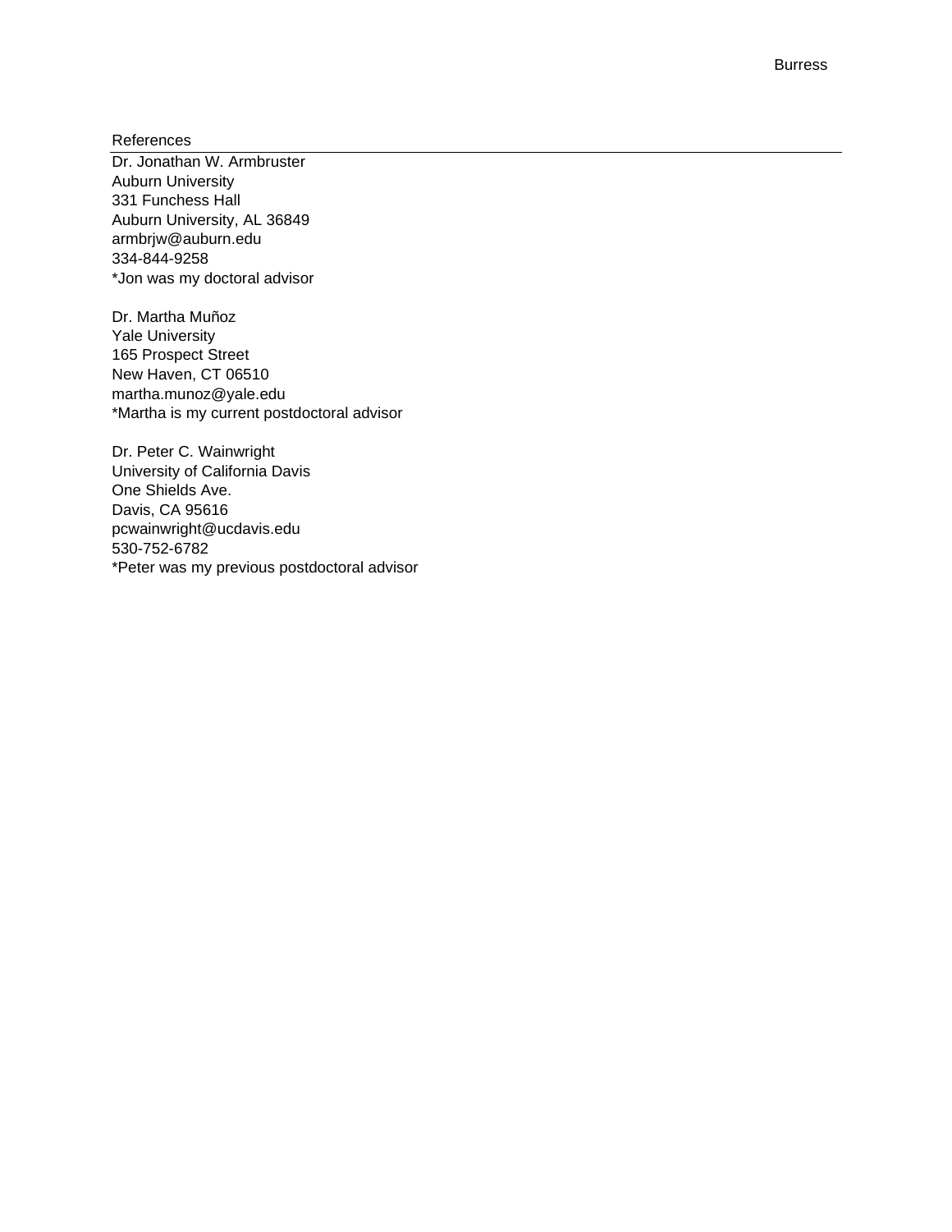## References

Dr. Jonathan W. Armbruster
Auburn University
331 Funchess Hall
Auburn University, AL 36849
armbrjw@auburn.edu
334-844-9258
*Jon was my doctoral advisor

Dr. Martha Muñoz
Yale University
165 Prospect Street
New Haven, CT 06510
martha.munoz@yale.edu
*Martha is my current postdoctoral advisor

Dr. Peter C. Wainwright
University of California Davis
One Shields Ave.
Davis, CA 95616
pcwainwright@ucdavis.edu
530-752-6782
*Peter was my previous postdoctoral advisor